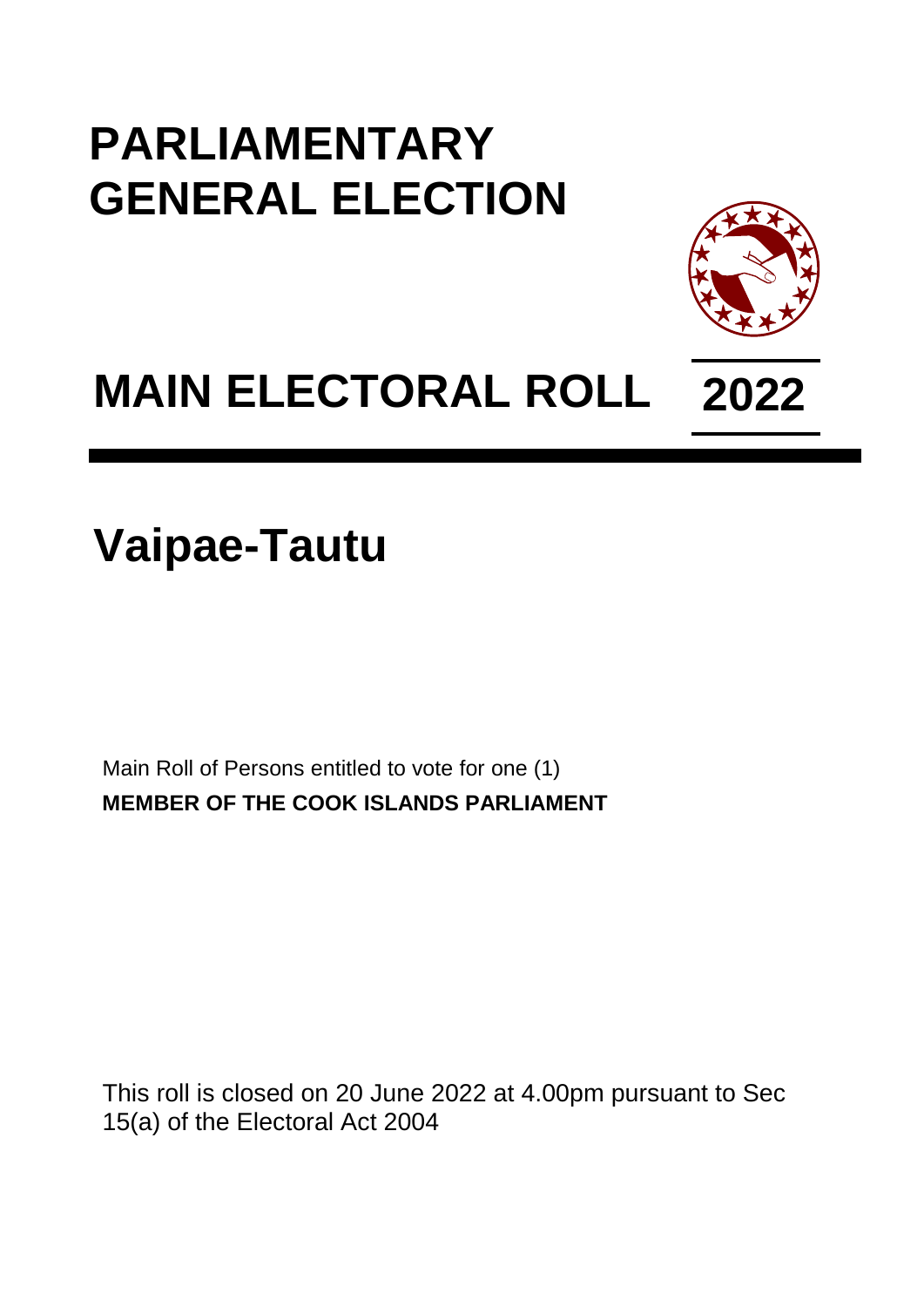# PARLIAMENTARY GENERAL ELECTION

# MAIN ELECTORAL ROLL 2022

# Vaipae-Tautu

Main Roll of Persons entitled to vote for one (1)
**MEMBER OF THE COOK ISLANDS PARLIAMENT**

This roll is closed on 20 June 2022 at 4.00pm pursuant to Sec 15(a) of the Electoral Act 2004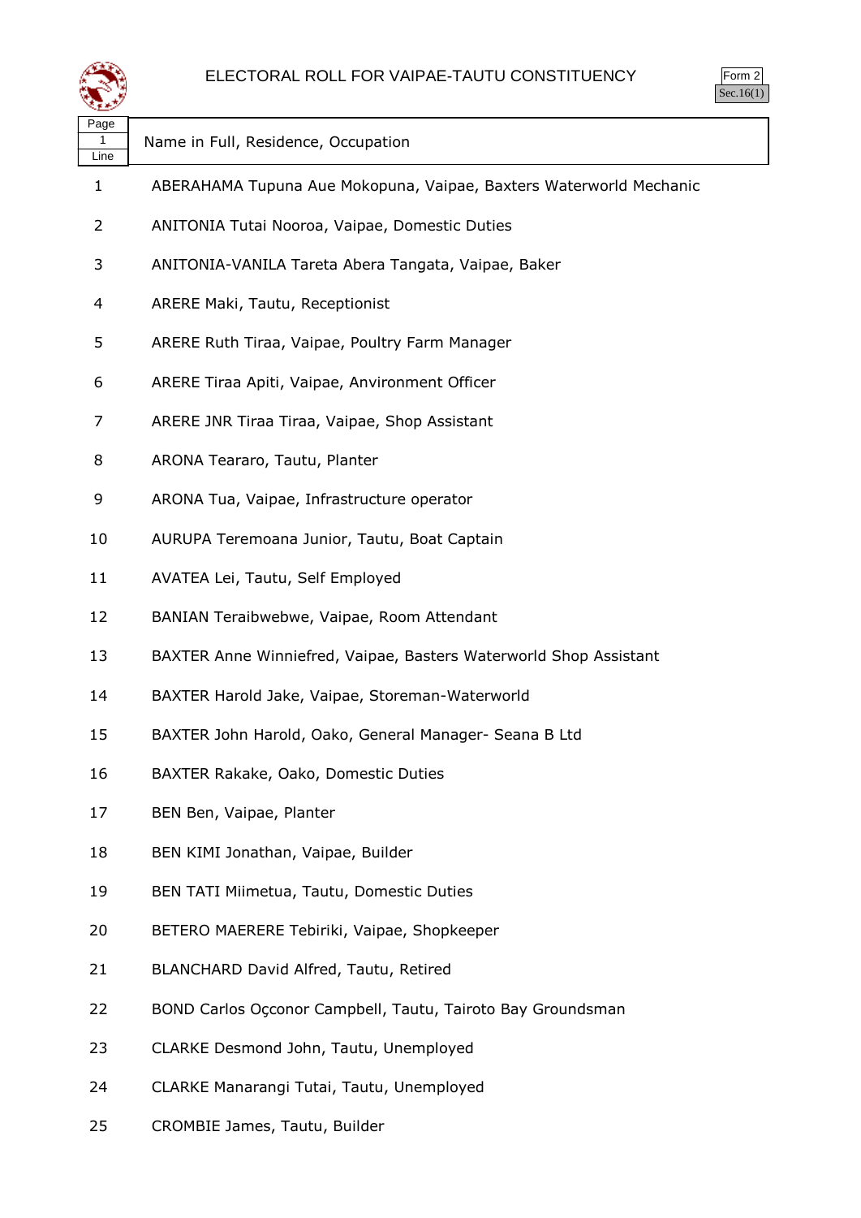# ELECTORAL ROLL FOR VAIPAE-TAUTU CONSTITUENCY

Form 2
Sec.16(1)

| Page 1 Line | Name in Full, Residence, Occupation |
|---|---|
| 1 | ABERAHAMA Tupuna Aue Mokopuna, Vaipae, Baxters Waterworld Mechanic |
| 2 | ANITONIA Tutai Nooroa, Vaipae, Domestic Duties |
| 3 | ANITONIA-VANILA Tareta Abera Tangata, Vaipae, Baker |
| 4 | ARERE Maki, Tautu, Receptionist |
| 5 | ARERE Ruth Tiraa, Vaipae, Poultry Farm Manager |
| 6 | ARERE Tiraa Apiti, Vaipae, Anvironment Officer |
| 7 | ARERE JNR Tiraa Tiraa, Vaipae, Shop Assistant |
| 8 | ARONA Teararo, Tautu, Planter |
| 9 | ARONA Tua, Vaipae, Infrastructure operator |
| 10 | AURUPA Teremoana Junior, Tautu, Boat Captain |
| 11 | AVATEA Lei, Tautu, Self Employed |
| 12 | BANIAN Teraibwebwe, Vaipae, Room Attendant |
| 13 | BAXTER Anne Winniefred, Vaipae, Basters Waterworld Shop Assistant |
| 14 | BAXTER Harold Jake, Vaipae, Storeman-Waterworld |
| 15 | BAXTER John Harold, Oako, General Manager- Seana B Ltd |
| 16 | BAXTER Rakake, Oako, Domestic Duties |
| 17 | BEN Ben, Vaipae, Planter |
| 18 | BEN KIMI Jonathan, Vaipae, Builder |
| 19 | BEN TATI Miimetua, Tautu, Domestic Duties |
| 20 | BETERO MAERERE Tebiriki, Vaipae, Shopkeeper |
| 21 | BLANCHARD David Alfred, Tautu, Retired |
| 22 | BOND Carlos Oçconor Campbell, Tautu, Tairoto Bay Groundsman |
| 23 | CLARKE Desmond John, Tautu, Unemployed |
| 24 | CLARKE Manarangi Tutai, Tautu, Unemployed |
| 25 | CROMBIE James, Tautu, Builder |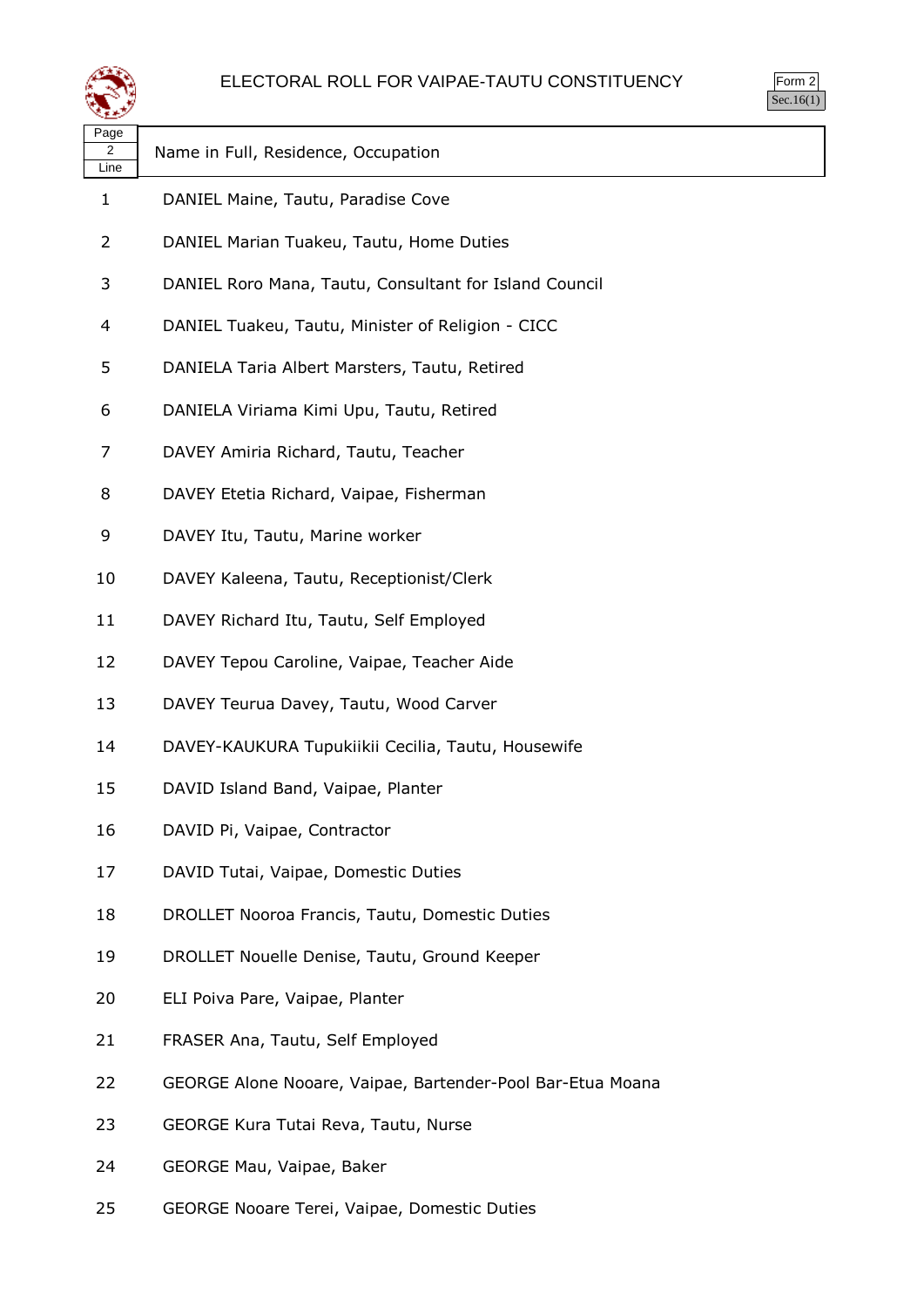# ELECTORAL ROLL FOR VAIPAE-TAUTU CONSTITUENCY

Form 2
Sec.16(1)

| Page 2 Line | Name in Full, Residence, Occupation |
|---|---|
| 1 | DANIEL Maine, Tautu, Paradise Cove |
| 2 | DANIEL Marian Tuakeu, Tautu, Home Duties |
| 3 | DANIEL Roro Mana, Tautu, Consultant for Island Council |
| 4 | DANIEL Tuakeu, Tautu, Minister of Religion - CICC |
| 5 | DANIELA Taria Albert Marsters, Tautu, Retired |
| 6 | DANIELA Viriama Kimi Upu, Tautu, Retired |
| 7 | DAVEY Amiria Richard, Tautu, Teacher |
| 8 | DAVEY Etetia Richard, Vaipae, Fisherman |
| 9 | DAVEY Itu, Tautu, Marine worker |
| 10 | DAVEY Kaleena, Tautu, Receptionist/Clerk |
| 11 | DAVEY Richard Itu, Tautu, Self Employed |
| 12 | DAVEY Tepou Caroline, Vaipae, Teacher Aide |
| 13 | DAVEY Teurua Davey, Tautu, Wood Carver |
| 14 | DAVEY-KAUKURA Tupukiikii Cecilia, Tautu, Housewife |
| 15 | DAVID Island Band, Vaipae, Planter |
| 16 | DAVID Pi, Vaipae, Contractor |
| 17 | DAVID Tutai, Vaipae, Domestic Duties |
| 18 | DROLLET Nooroa Francis, Tautu, Domestic Duties |
| 19 | DROLLET Nouelle Denise, Tautu, Ground Keeper |
| 20 | ELI Poiva Pare, Vaipae, Planter |
| 21 | FRASER Ana, Tautu, Self Employed |
| 22 | GEORGE Alone Nooare, Vaipae, Bartender-Pool Bar-Etua Moana |
| 23 | GEORGE Kura Tutai Reva, Tautu, Nurse |
| 24 | GEORGE Mau, Vaipae, Baker |
| 25 | GEORGE Nooare Terei, Vaipae, Domestic Duties |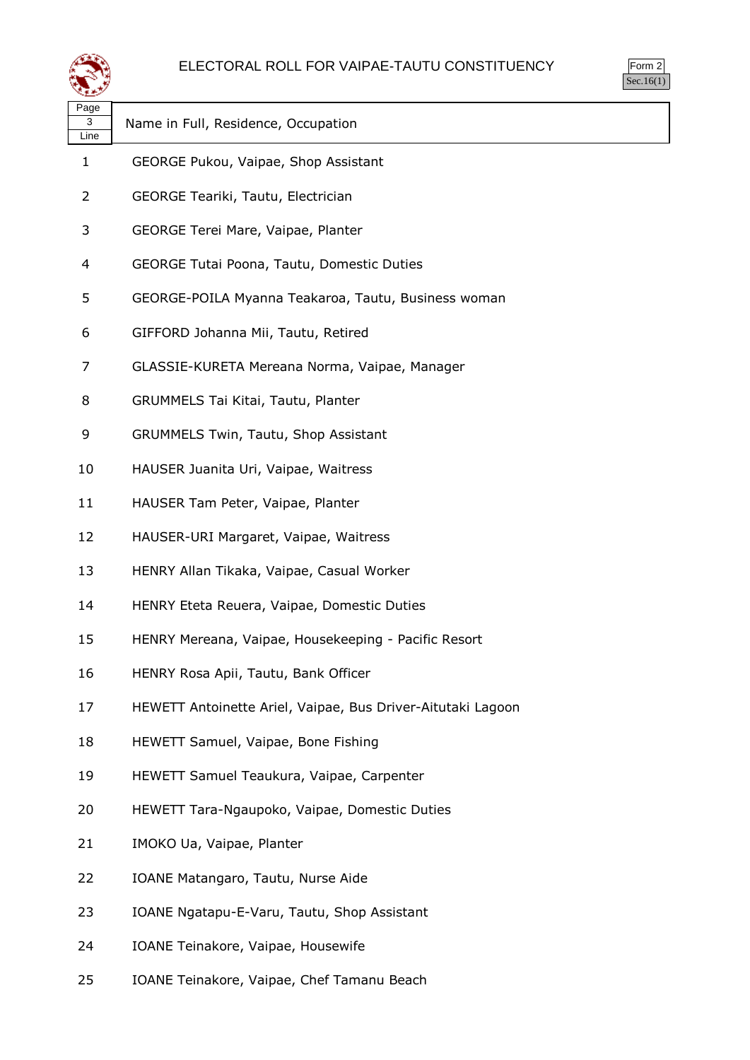# ELECTORAL ROLL FOR VAIPAE-TAUTU CONSTITUENCY

Form 2
Sec.16(1)

| Page 3 Line | Name in Full, Residence, Occupation |
|---|---|
| 1 | GEORGE Pukou, Vaipae, Shop Assistant |
| 2 | GEORGE Teariki, Tautu, Electrician |
| 3 | GEORGE Terei Mare, Vaipae, Planter |
| 4 | GEORGE Tutai Poona, Tautu, Domestic Duties |
| 5 | GEORGE-POILA Myanna Teakaroa, Tautu, Business woman |
| 6 | GIFFORD Johanna Mii, Tautu, Retired |
| 7 | GLASSIE-KURETA Mereana Norma, Vaipae, Manager |
| 8 | GRUMMELS Tai Kitai, Tautu, Planter |
| 9 | GRUMMELS Twin, Tautu, Shop Assistant |
| 10 | HAUSER Juanita Uri, Vaipae, Waitress |
| 11 | HAUSER Tam Peter, Vaipae, Planter |
| 12 | HAUSER-URI Margaret, Vaipae, Waitress |
| 13 | HENRY Allan Tikaka, Vaipae, Casual Worker |
| 14 | HENRY Eteta Reuera, Vaipae, Domestic Duties |
| 15 | HENRY Mereana, Vaipae, Housekeeping - Pacific Resort |
| 16 | HENRY Rosa Apii, Tautu, Bank Officer |
| 17 | HEWETT Antoinette Ariel, Vaipae, Bus Driver-Aitutaki Lagoon |
| 18 | HEWETT Samuel, Vaipae, Bone Fishing |
| 19 | HEWETT Samuel Teaukura, Vaipae, Carpenter |
| 20 | HEWETT Tara-Ngaupoko, Vaipae, Domestic Duties |
| 21 | IMOKO Ua, Vaipae, Planter |
| 22 | IOANE Matangaro, Tautu, Nurse Aide |
| 23 | IOANE Ngatapu-E-Varu, Tautu, Shop Assistant |
| 24 | IOANE Teinakore, Vaipae, Housewife |
| 25 | IOANE Teinakore, Vaipae, Chef Tamanu Beach |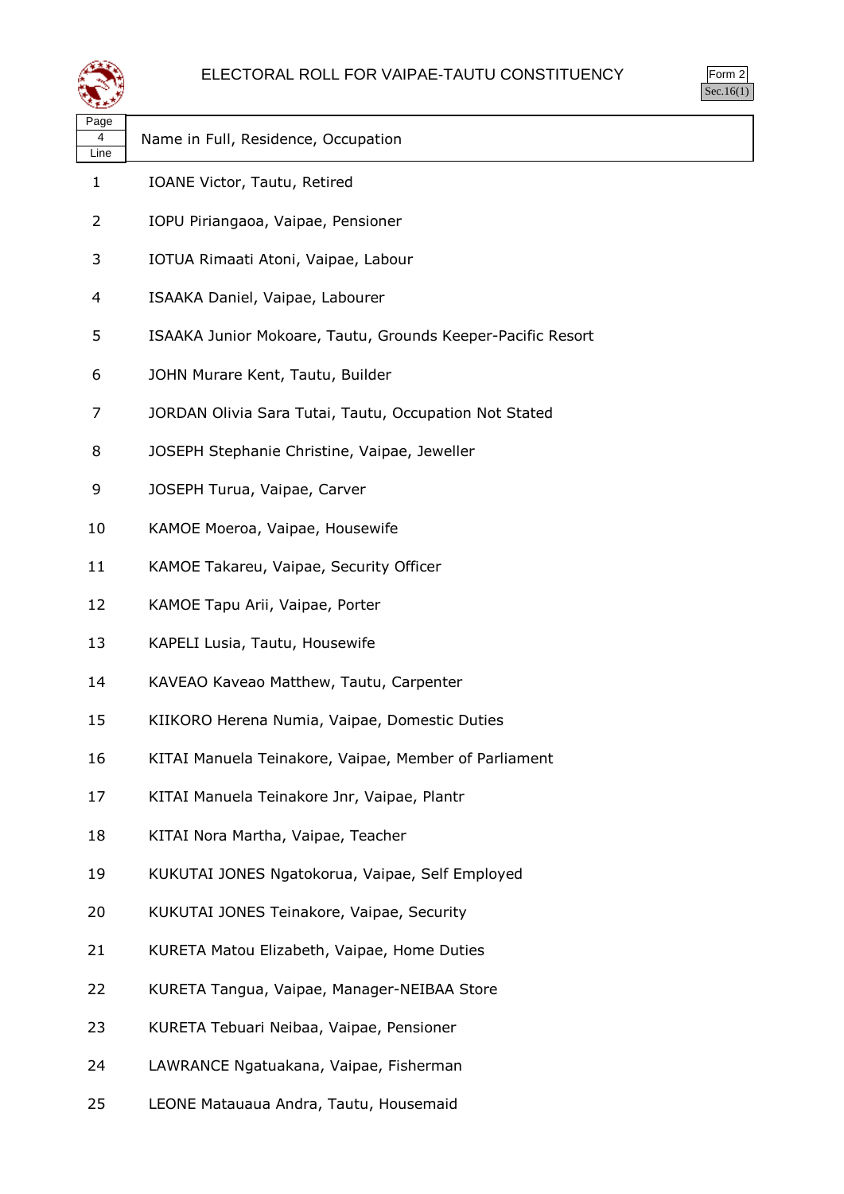# ELECTORAL ROLL FOR VAIPAE-TAUTU CONSTITUENCY

Form 2
Sec.16(1)

| Page 4 Line | Name in Full, Residence, Occupation |
|---|---|
| 1 | IOANE Victor, Tautu, Retired |
| 2 | IOPU Piriangaoa, Vaipae, Pensioner |
| 3 | IOTUA Rimaati Atoni, Vaipae, Labour |
| 4 | ISAAKA Daniel, Vaipae, Labourer |
| 5 | ISAAKA Junior Mokoare, Tautu, Grounds Keeper-Pacific Resort |
| 6 | JOHN Murare Kent, Tautu, Builder |
| 7 | JORDAN Olivia Sara Tutai, Tautu, Occupation Not Stated |
| 8 | JOSEPH Stephanie Christine, Vaipae, Jeweller |
| 9 | JOSEPH Turua, Vaipae, Carver |
| 10 | KAMOE Moeroa, Vaipae, Housewife |
| 11 | KAMOE Takareu, Vaipae, Security Officer |
| 12 | KAMOE Tapu Arii, Vaipae, Porter |
| 13 | KAPELI Lusia, Tautu, Housewife |
| 14 | KAVEAO Kaveao Matthew, Tautu, Carpenter |
| 15 | KIIKORO Herena Numia, Vaipae, Domestic Duties |
| 16 | KITAI Manuela Teinakore, Vaipae, Member of Parliament |
| 17 | KITAI Manuela Teinakore Jnr, Vaipae, Plantr |
| 18 | KITAI Nora Martha, Vaipae, Teacher |
| 19 | KUKUTAI JONES Ngatokorua, Vaipae, Self Employed |
| 20 | KUKUTAI JONES Teinakore, Vaipae, Security |
| 21 | KURETA Matou Elizabeth, Vaipae, Home Duties |
| 22 | KURETA Tangua, Vaipae, Manager-NEIBAA Store |
| 23 | KURETA Tebuari Neibaa, Vaipae, Pensioner |
| 24 | LAWRANCE Ngatuakana, Vaipae, Fisherman |
| 25 | LEONE Matauaua Andra, Tautu, Housemaid |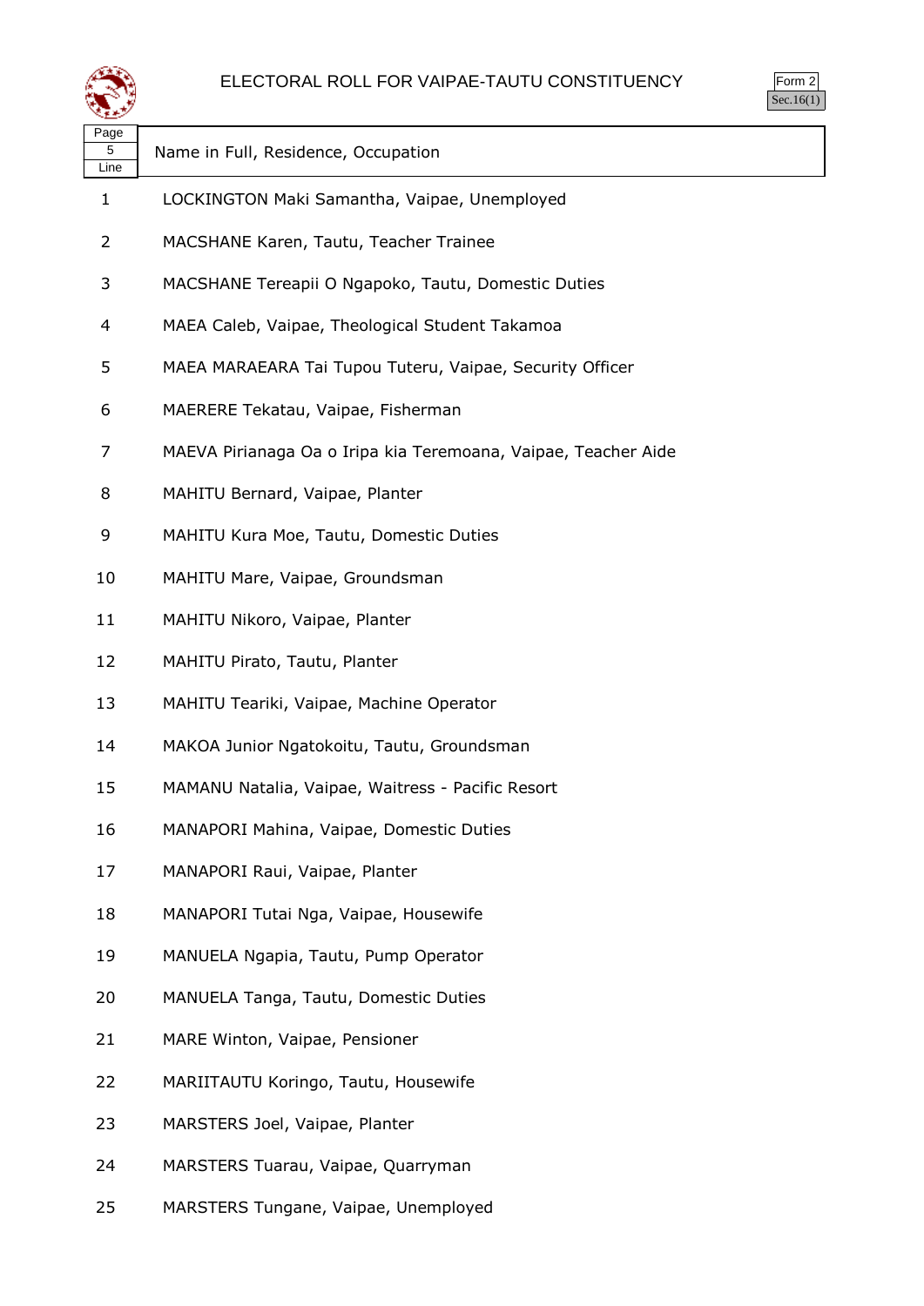# ELECTORAL ROLL FOR VAIPAE-TAUTU CONSTITUENCY

Form 2
Sec.16(1)

| Page 5 Line | Name in Full, Residence, Occupation |
|---|---|
| 1 | LOCKINGTON Maki Samantha, Vaipae, Unemployed |
| 2 | MACSHANE Karen, Tautu, Teacher Trainee |
| 3 | MACSHANE Tereapii O Ngapoko, Tautu, Domestic Duties |
| 4 | MAEA Caleb, Vaipae, Theological Student Takamoa |
| 5 | MAEA MARAEARA Tai Tupou Tuteru, Vaipae, Security Officer |
| 6 | MAERERE Tekatau, Vaipae, Fisherman |
| 7 | MAEVA Pirianaga Oa o Iripa kia Teremoana, Vaipae, Teacher Aide |
| 8 | MAHITU Bernard, Vaipae, Planter |
| 9 | MAHITU Kura Moe, Tautu, Domestic Duties |
| 10 | MAHITU Mare, Vaipae, Groundsman |
| 11 | MAHITU Nikoro, Vaipae, Planter |
| 12 | MAHITU Pirato, Tautu, Planter |
| 13 | MAHITU Teariki, Vaipae, Machine Operator |
| 14 | MAKOA Junior Ngatokoitu, Tautu, Groundsman |
| 15 | MAMANU Natalia, Vaipae, Waitress - Pacific Resort |
| 16 | MANAPORI Mahina, Vaipae, Domestic Duties |
| 17 | MANAPORI Raui, Vaipae, Planter |
| 18 | MANAPORI Tutai Nga, Vaipae, Housewife |
| 19 | MANUELA Ngapia, Tautu, Pump Operator |
| 20 | MANUELA Tanga, Tautu, Domestic Duties |
| 21 | MARE Winton, Vaipae, Pensioner |
| 22 | MARIITAUTU Koringo, Tautu, Housewife |
| 23 | MARSTERS Joel, Vaipae, Planter |
| 24 | MARSTERS Tuarau, Vaipae, Quarryman |
| 25 | MARSTERS Tungane, Vaipae, Unemployed |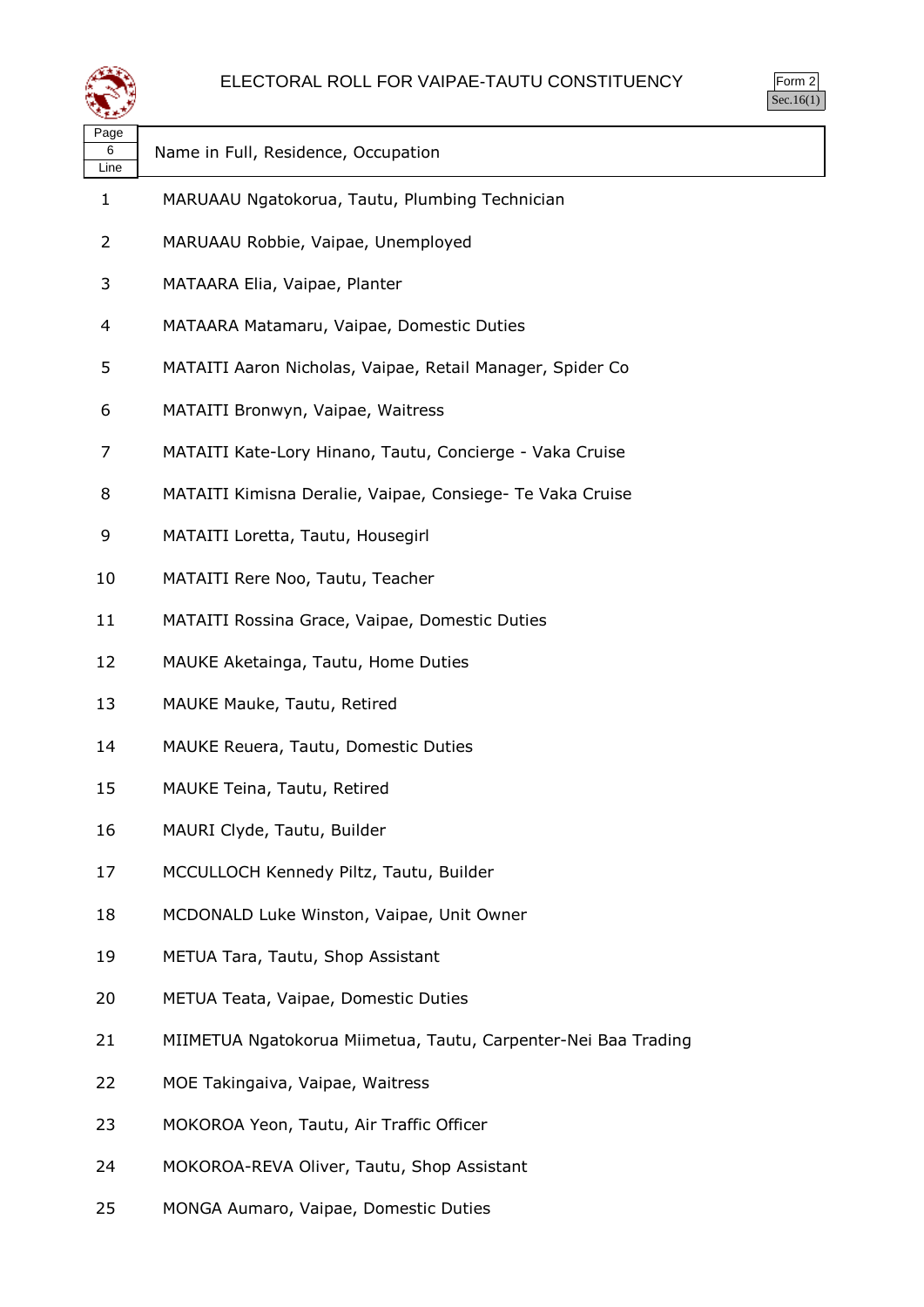# ELECTORAL ROLL FOR VAIPAE-TAUTU CONSTITUENCY

Form 2
Sec.16(1)

| Page 6 Line | Name in Full, Residence, Occupation |
|---|---|
| 1 | MARUAAU Ngatokorua, Tautu, Plumbing Technician |
| 2 | MARUAAU Robbie, Vaipae, Unemployed |
| 3 | MATAARA Elia, Vaipae, Planter |
| 4 | MATAARA Matamaru, Vaipae, Domestic Duties |
| 5 | MATAITI Aaron Nicholas, Vaipae, Retail Manager, Spider Co |
| 6 | MATAITI Bronwyn, Vaipae, Waitress |
| 7 | MATAITI Kate-Lory Hinano, Tautu, Concierge - Vaka Cruise |
| 8 | MATAITI Kimisna Deralie, Vaipae, Consiege- Te Vaka Cruise |
| 9 | MATAITI Loretta, Tautu, Housegirl |
| 10 | MATAITI Rere Noo, Tautu, Teacher |
| 11 | MATAITI Rossina Grace, Vaipae, Domestic Duties |
| 12 | MAUKE Aketainga, Tautu, Home Duties |
| 13 | MAUKE Mauke, Tautu, Retired |
| 14 | MAUKE Reuera, Tautu, Domestic Duties |
| 15 | MAUKE Teina, Tautu, Retired |
| 16 | MAURI Clyde, Tautu, Builder |
| 17 | MCCULLOCH Kennedy Piltz, Tautu, Builder |
| 18 | MCDONALD Luke Winston, Vaipae, Unit Owner |
| 19 | METUA Tara, Tautu, Shop Assistant |
| 20 | METUA Teata, Vaipae, Domestic Duties |
| 21 | MIIMETUA Ngatokorua Miimetua, Tautu, Carpenter-Nei Baa Trading |
| 22 | MOE Takingaiva, Vaipae, Waitress |
| 23 | MOKOROA Yeon, Tautu, Air Traffic Officer |
| 24 | MOKOROA-REVA Oliver, Tautu, Shop Assistant |
| 25 | MONGA Aumaro, Vaipae, Domestic Duties |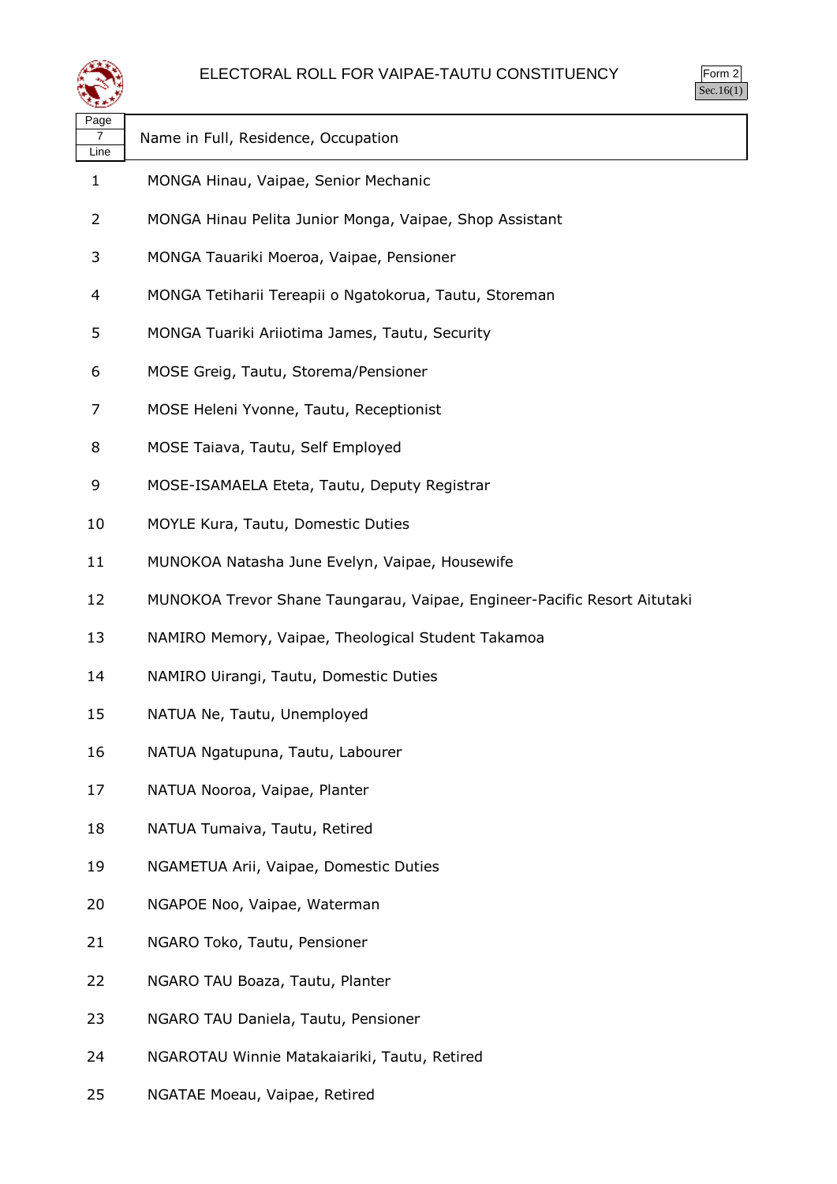ELECTORAL ROLL FOR VAIPAE-TAUTU CONSTITUENCY

Form 2
Sec.16(1)

| Page 7 Line | Name in Full, Residence, Occupation |
|---|---|
| 1 | MONGA Hinau, Vaipae, Senior Mechanic |
| 2 | MONGA Hinau Pelita Junior Monga, Vaipae, Shop Assistant |
| 3 | MONGA Tauariki Moeroa, Vaipae, Pensioner |
| 4 | MONGA Tetiharii Tereapii o Ngatokorua, Tautu, Storeman |
| 5 | MONGA Tuariki Ariiotima James, Tautu, Security |
| 6 | MOSE Greig, Tautu, Storema/Pensioner |
| 7 | MOSE Heleni Yvonne, Tautu, Receptionist |
| 8 | MOSE Taiava, Tautu, Self Employed |
| 9 | MOSE-ISAMAELA Eteta, Tautu, Deputy Registrar |
| 10 | MOYLE Kura, Tautu, Domestic Duties |
| 11 | MUNOKOA Natasha June Evelyn, Vaipae, Housewife |
| 12 | MUNOKOA Trevor Shane Taungarau, Vaipae, Engineer-Pacific Resort Aitutaki |
| 13 | NAMIRO Memory, Vaipae, Theological Student Takamoa |
| 14 | NAMIRO Uirangi, Tautu, Domestic Duties |
| 15 | NATUA Ne, Tautu, Unemployed |
| 16 | NATUA Ngatupuna, Tautu, Labourer |
| 17 | NATUA Nooroa, Vaipae, Planter |
| 18 | NATUA Tumaiva, Tautu, Retired |
| 19 | NGAMETUA Arii, Vaipae, Domestic Duties |
| 20 | NGAPOE Noo, Vaipae, Waterman |
| 21 | NGARO Toko, Tautu, Pensioner |
| 22 | NGARO TAU Boaza, Tautu, Planter |
| 23 | NGARO TAU Daniela, Tautu, Pensioner |
| 24 | NGAROTAU Winnie Matakaiariki, Tautu, Retired |
| 25 | NGATAE Moeau, Vaipae, Retired |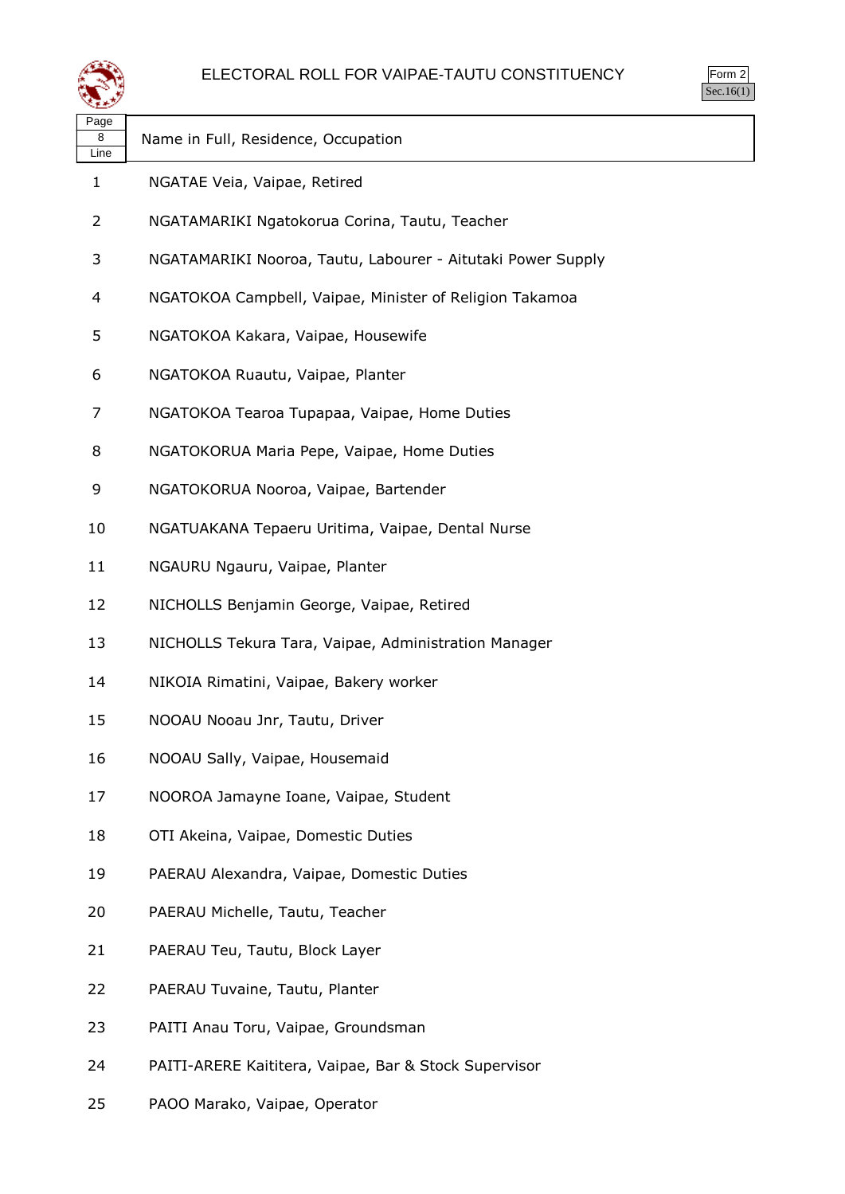# ELECTORAL ROLL FOR VAIPAE-TAUTU CONSTITUENCY

Form 2
Sec.16(1)

| Page 8 Line | Name in Full, Residence, Occupation |
|---|---|
| 1 | NGATAE Veia, Vaipae, Retired |
| 2 | NGATAMARIKI Ngatokorua Corina, Tautu, Teacher |
| 3 | NGATAMARIKI Nooroa, Tautu, Labourer - Aitutaki Power Supply |
| 4 | NGATOKOA Campbell, Vaipae, Minister of Religion Takamoa |
| 5 | NGATOKOA Kakara, Vaipae, Housewife |
| 6 | NGATOKOA Ruautu, Vaipae, Planter |
| 7 | NGATOKOA Tearoa Tupapaa, Vaipae, Home Duties |
| 8 | NGATOKORUA Maria Pepe, Vaipae, Home Duties |
| 9 | NGATOKORUA Nooroa, Vaipae, Bartender |
| 10 | NGATUAKANA Tepaeru Uritima, Vaipae, Dental Nurse |
| 11 | NGAURU Ngauru, Vaipae, Planter |
| 12 | NICHOLLS Benjamin George, Vaipae, Retired |
| 13 | NICHOLLS Tekura Tara, Vaipae, Administration Manager |
| 14 | NIKOIA Rimatini, Vaipae, Bakery worker |
| 15 | NOOAU Nooau Jnr, Tautu, Driver |
| 16 | NOOAU Sally, Vaipae, Housemaid |
| 17 | NOOROA Jamayne Ioane, Vaipae, Student |
| 18 | OTI Akeina, Vaipae, Domestic Duties |
| 19 | PAERAU Alexandra, Vaipae, Domestic Duties |
| 20 | PAERAU Michelle, Tautu, Teacher |
| 21 | PAERAU Teu, Tautu, Block Layer |
| 22 | PAERAU Tuvaine, Tautu, Planter |
| 23 | PAITI Anau Toru, Vaipae, Groundsman |
| 24 | PAITI-ARERE Kaititera, Vaipae, Bar & Stock Supervisor |
| 25 | PAOO Marako, Vaipae, Operator |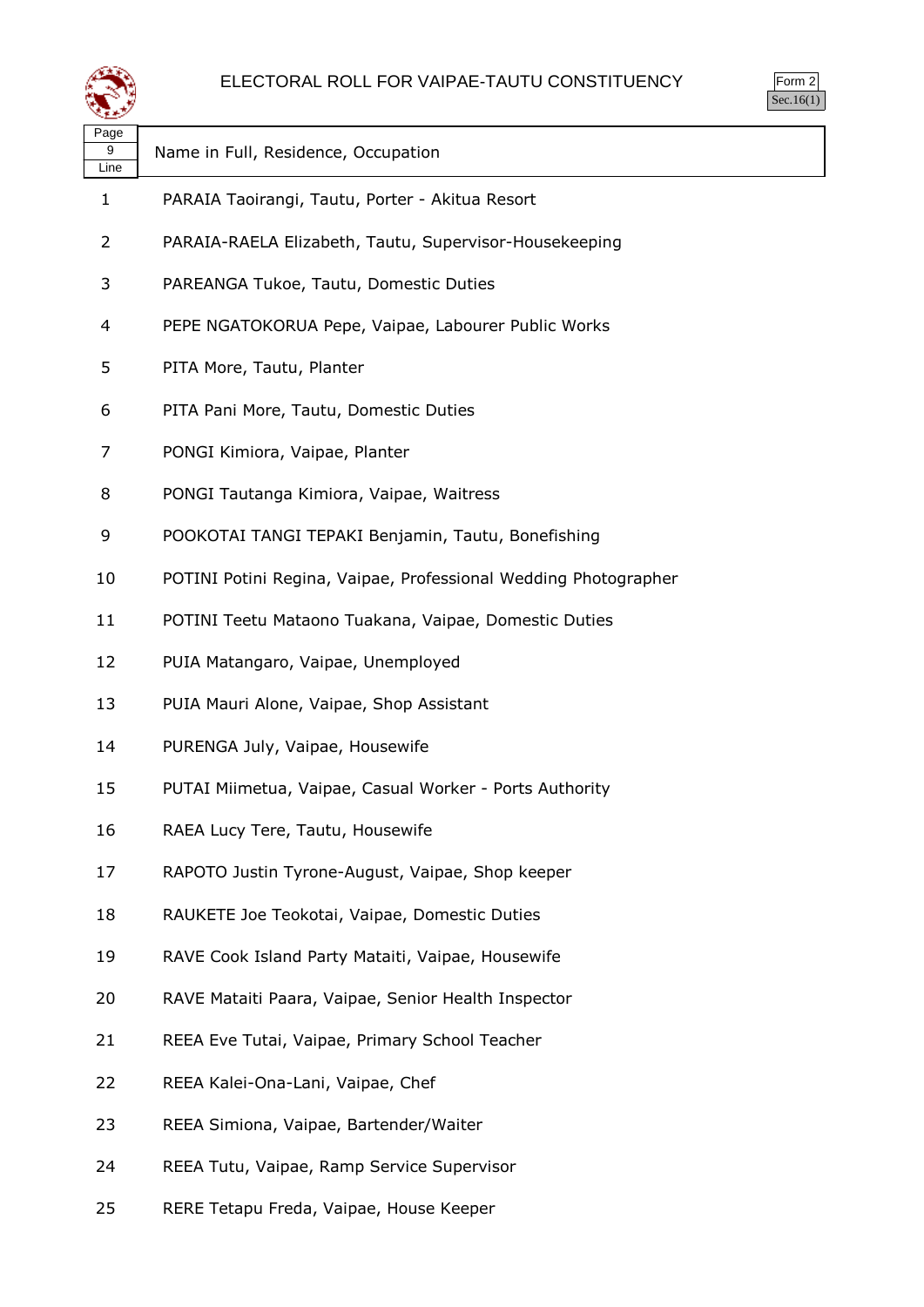# ELECTORAL ROLL FOR VAIPAE-TAUTU CONSTITUENCY

Form 2
Sec.16(1)

| Page 9 Line | Name in Full, Residence, Occupation |
|---|---|
| 1 | PARAIA Taoirangi, Tautu, Porter - Akitua Resort |
| 2 | PARAIA-RAELA Elizabeth, Tautu, Supervisor-Housekeeping |
| 3 | PAREANGA Tukoe, Tautu, Domestic Duties |
| 4 | PEPE NGATOKORUA Pepe, Vaipae, Labourer Public Works |
| 5 | PITA More, Tautu, Planter |
| 6 | PITA Pani More, Tautu, Domestic Duties |
| 7 | PONGI Kimiora, Vaipae, Planter |
| 8 | PONGI Tautanga Kimiora, Vaipae, Waitress |
| 9 | POOKOTAI TANGI TEPAKI Benjamin, Tautu, Bonefishing |
| 10 | POTINI Potini Regina, Vaipae, Professional Wedding Photographer |
| 11 | POTINI Teetu Mataono Tuakana, Vaipae, Domestic Duties |
| 12 | PUIA Matangaro, Vaipae, Unemployed |
| 13 | PUIA Mauri Alone, Vaipae, Shop Assistant |
| 14 | PURENGA July, Vaipae, Housewife |
| 15 | PUTAI Miimetua, Vaipae, Casual Worker - Ports Authority |
| 16 | RAEA Lucy Tere, Tautu, Housewife |
| 17 | RAPOTO Justin Tyrone-August, Vaipae, Shop keeper |
| 18 | RAUKETE Joe Teokotai, Vaipae, Domestic Duties |
| 19 | RAVE Cook Island Party Mataiti, Vaipae, Housewife |
| 20 | RAVE Mataiti Paara, Vaipae, Senior Health Inspector |
| 21 | REEA Eve Tutai, Vaipae, Primary School Teacher |
| 22 | REEA Kalei-Ona-Lani, Vaipae, Chef |
| 23 | REEA Simiona, Vaipae, Bartender/Waiter |
| 24 | REEA Tutu, Vaipae, Ramp Service Supervisor |
| 25 | RERE Tetapu Freda, Vaipae, House Keeper |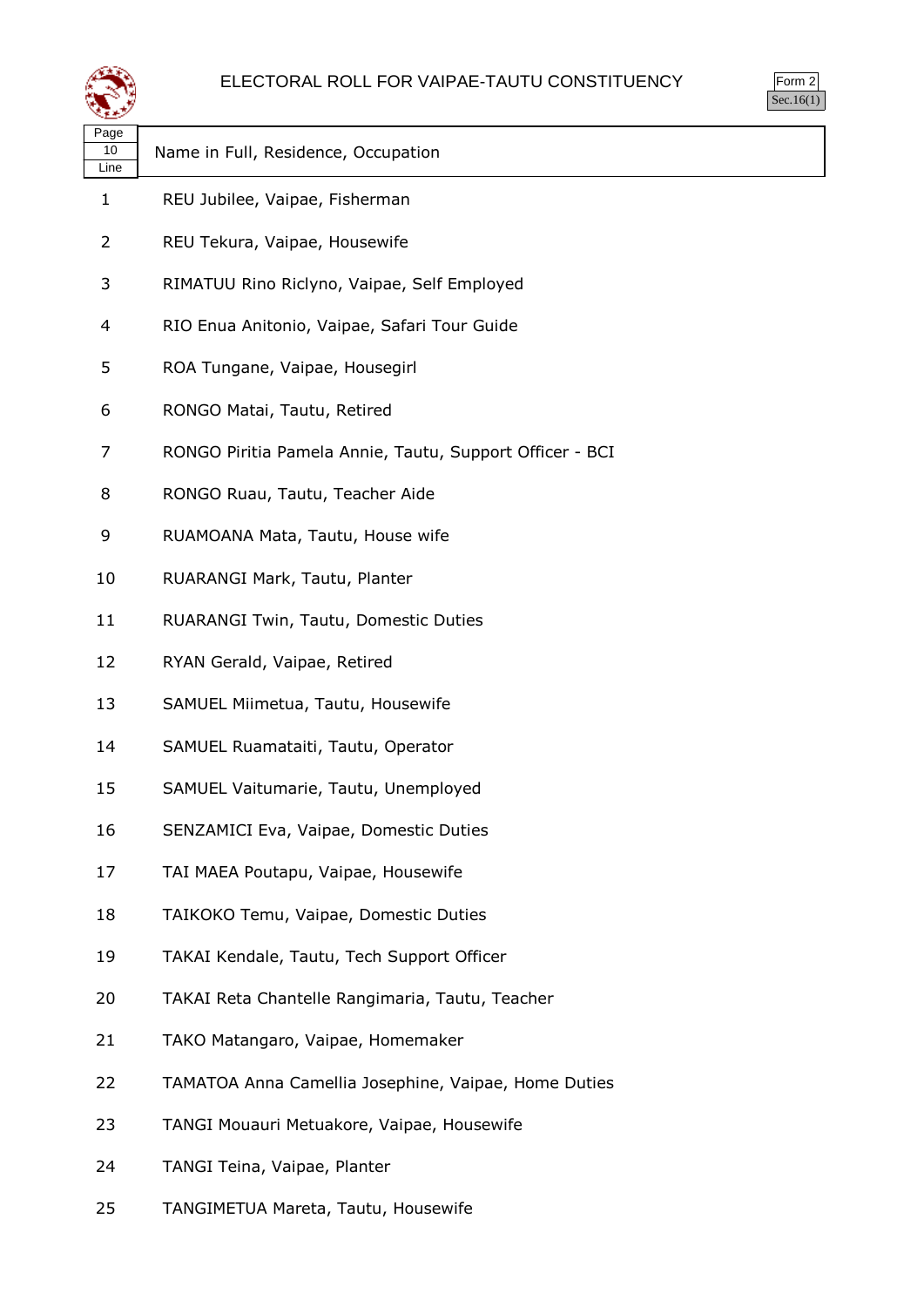# ELECTORAL ROLL FOR VAIPAE-TAUTU CONSTITUENCY

Form 2
Sec.16(1)

| Page 10 Line | Name in Full, Residence, Occupation |
|---|---|
| 1 | REU Jubilee, Vaipae, Fisherman |
| 2 | REU Tekura, Vaipae, Housewife |
| 3 | RIMATUU Rino Riclyno, Vaipae, Self Employed |
| 4 | RIO Enua Antonio, Vaipae, Safari Tour Guide |
| 5 | ROA Tungane, Vaipae, Housegirl |
| 6 | RONGO Matai, Tautu, Retired |
| 7 | RONGO Piritia Pamela Annie, Tautu, Support Officer - BCI |
| 8 | RONGO Ruau, Tautu, Teacher Aide |
| 9 | RUAMOANA Mata, Tautu, House wife |
| 10 | RUARANGI Mark, Tautu, Planter |
| 11 | RUARANGI Twin, Tautu, Domestic Duties |
| 12 | RYAN Gerald, Vaipae, Retired |
| 13 | SAMUEL Miimetua, Tautu, Housewife |
| 14 | SAMUEL Ruamataiti, Tautu, Operator |
| 15 | SAMUEL Vaitumarie, Tautu, Unemployed |
| 16 | SENZAMICI Eva, Vaipae, Domestic Duties |
| 17 | TAI MAEA Poutapu, Vaipae, Housewife |
| 18 | TAIKOKO Temu, Vaipae, Domestic Duties |
| 19 | TAKAI Kendale, Tautu, Tech Support Officer |
| 20 | TAKAI Reta Chantelle Rangimaria, Tautu, Teacher |
| 21 | TAKO Matangaro, Vaipae, Homemaker |
| 22 | TAMATOA Anna Camellia Josephine, Vaipae, Home Duties |
| 23 | TANGI Mouauri Metuakore, Vaipae, Housewife |
| 24 | TANGI Teina, Vaipae, Planter |
| 25 | TANGIMETUA Mareta, Tautu, Housewife |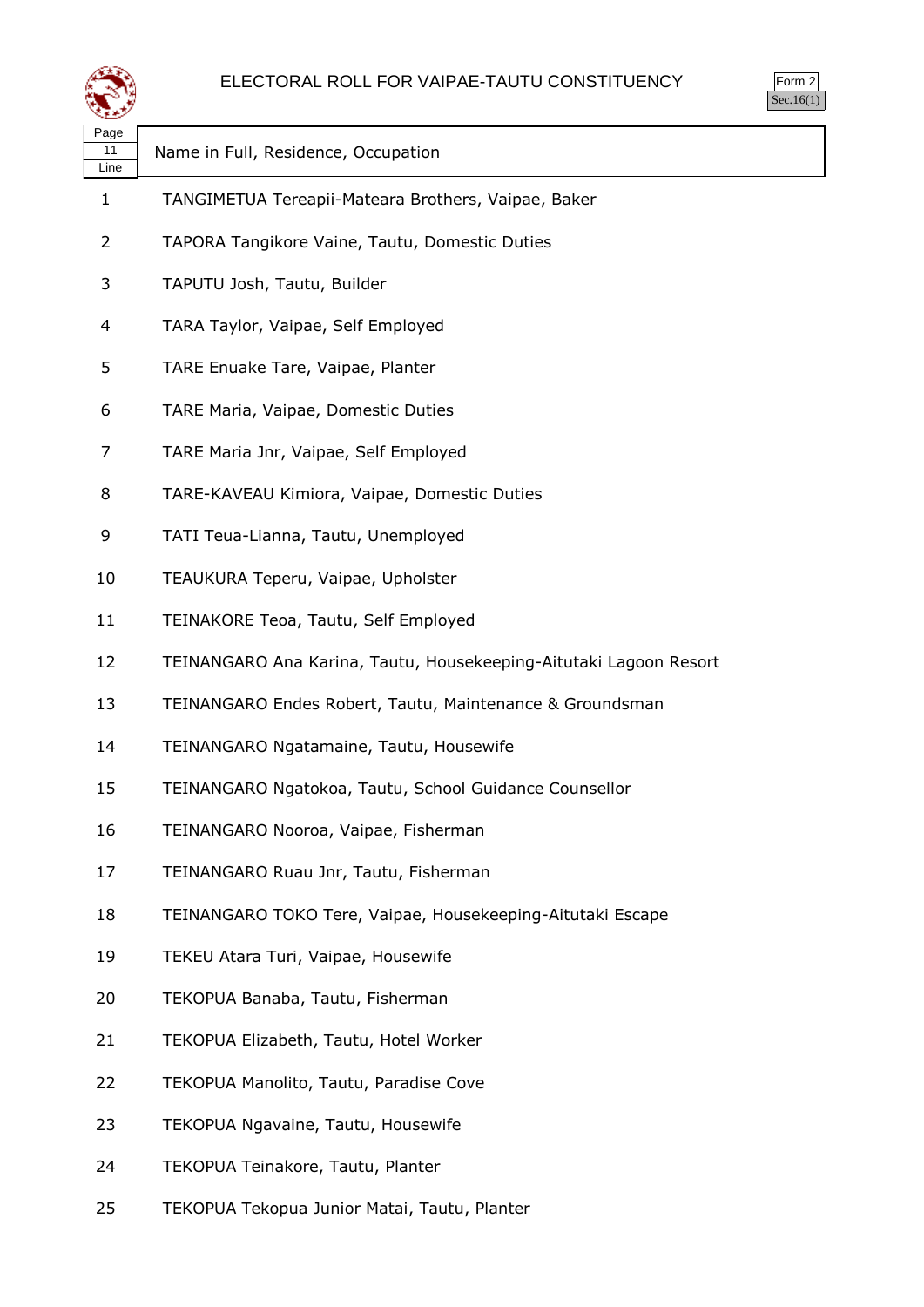# ELECTORAL ROLL FOR VAIPAE-TAUTU CONSTITUENCY

Form 2
Sec.16(1)

| Page 11 Line | Name in Full, Residence, Occupation |
|---|---|
| 1 | TANGIMETUA Tereapii-Mateara Brothers, Vaipae, Baker |
| 2 | TAPORA Tangikore Vaine, Tautu, Domestic Duties |
| 3 | TAPUTU Josh, Tautu, Builder |
| 4 | TARA Taylor, Vaipae, Self Employed |
| 5 | TARE Enuake Tare, Vaipae, Planter |
| 6 | TARE Maria, Vaipae, Domestic Duties |
| 7 | TARE Maria Jnr, Vaipae, Self Employed |
| 8 | TARE-KAVEAU Kimiora, Vaipae, Domestic Duties |
| 9 | TATI Teua-Lianna, Tautu, Unemployed |
| 10 | TEAUKURA Teperu, Vaipae, Upholster |
| 11 | TEINAKORE Teoa, Tautu, Self Employed |
| 12 | TEINANGARO Ana Karina, Tautu, Housekeeping-Aitutaki Lagoon Resort |
| 13 | TEINANGARO Endes Robert, Tautu, Maintenance & Groundsman |
| 14 | TEINANGARO Ngatamaine, Tautu, Housewife |
| 15 | TEINANGARO Ngatokoa, Tautu, School Guidance Counsellor |
| 16 | TEINANGARO Nooroa, Vaipae, Fisherman |
| 17 | TEINANGARO Ruau Jnr, Tautu, Fisherman |
| 18 | TEINANGARO TOKO Tere, Vaipae, Housekeeping-Aitutaki Escape |
| 19 | TEKEU Atara Turi, Vaipae, Housewife |
| 20 | TEKOPUA Banaba, Tautu, Fisherman |
| 21 | TEKOPUA Elizabeth, Tautu, Hotel Worker |
| 22 | TEKOPUA Manolito, Tautu, Paradise Cove |
| 23 | TEKOPUA Ngavaine, Tautu, Housewife |
| 24 | TEKOPUA Teinakore, Tautu, Planter |
| 25 | TEKOPUA Tekopua Junior Matai, Tautu, Planter |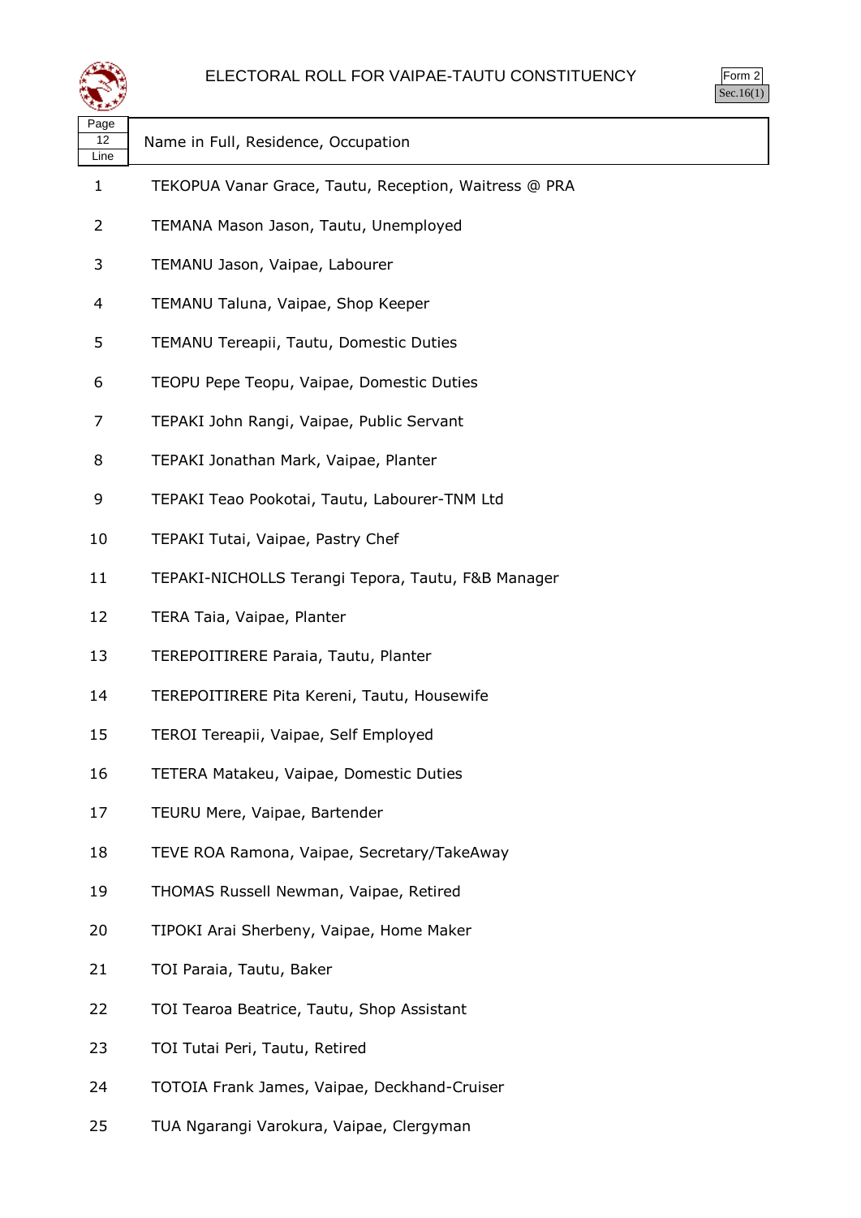# ELECTORAL ROLL FOR VAIPAE-TAUTU CONSTITUENCY

Form 2
Sec.16(1)

| Page 12 Line | Name in Full, Residence, Occupation |
|---|---|
| 1 | TEKOPUA Vanar Grace, Tautu, Reception, Waitress @ PRA |
| 2 | TEMANA Mason Jason, Tautu, Unemployed |
| 3 | TEMANU Jason, Vaipae, Labourer |
| 4 | TEMANU Taluna, Vaipae, Shop Keeper |
| 5 | TEMANU Tereapii, Tautu, Domestic Duties |
| 6 | TEOPU Pepe Teopu, Vaipae, Domestic Duties |
| 7 | TEPAKI John Rangi, Vaipae, Public Servant |
| 8 | TEPAKI Jonathan Mark, Vaipae, Planter |
| 9 | TEPAKI Teao Pookotai, Tautu, Labourer-TNM Ltd |
| 10 | TEPAKI Tutai, Vaipae, Pastry Chef |
| 11 | TEPAKI-NICHOLLS Terangi Tepora, Tautu, F&B Manager |
| 12 | TERA Taia, Vaipae, Planter |
| 13 | TEREPOITIRERE Paraia, Tautu, Planter |
| 14 | TEREPOITIRERE Pita Kereni, Tautu, Housewife |
| 15 | TEROI Tereapii, Vaipae, Self Employed |
| 16 | TETERA Matakeu, Vaipae, Domestic Duties |
| 17 | TEURU Mere, Vaipae, Bartender |
| 18 | TEVE ROA Ramona, Vaipae, Secretary/TakeAway |
| 19 | THOMAS Russell Newman, Vaipae, Retired |
| 20 | TIPOKI Arai Sherbeny, Vaipae, Home Maker |
| 21 | TOI Paraia, Tautu, Baker |
| 22 | TOI Tearoa Beatrice, Tautu, Shop Assistant |
| 23 | TOI Tutai Peri, Tautu, Retired |
| 24 | TOTOIA Frank James, Vaipae, Deckhand-Cruiser |
| 25 | TUA Ngarangi Varokura, Vaipae, Clergyman |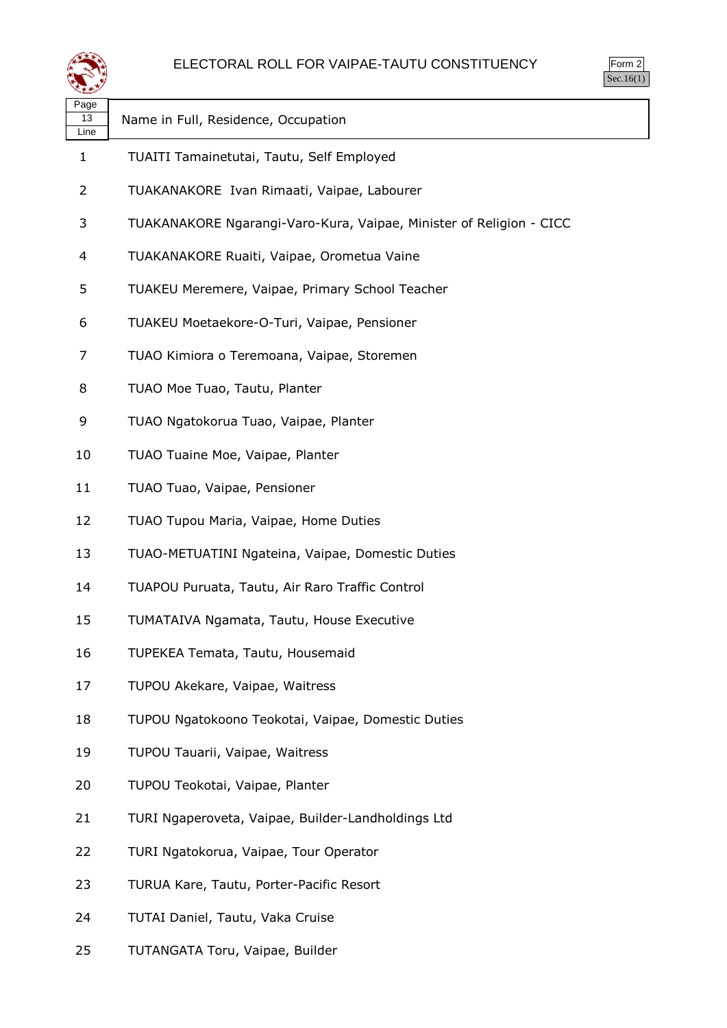# ELECTORAL ROLL FOR VAIPAE-TAUTU CONSTITUENCY

Form 2
Sec.16(1)

| Page 13 Line | Name in Full, Residence, Occupation |
|---|---|
| 1 | TUAITI Tamainetutai, Tautu, Self Employed |
| 2 | TUAKANAKORE  Ivan Rimaati, Vaipae, Labourer |
| 3 | TUAKANAKORE Ngarangi-Varo-Kura, Vaipae, Minister of Religion - CICC |
| 4 | TUAKANAKORE Ruaiti, Vaipae, Orometua Vaine |
| 5 | TUAKEU Meremere, Vaipae, Primary School Teacher |
| 6 | TUAKEU Moetaekore-O-Turi, Vaipae, Pensioner |
| 7 | TUAO Kimiora o Teremoana, Vaipae, Storemen |
| 8 | TUAO Moe Tuao, Tautu, Planter |
| 9 | TUAO Ngatokorua Tuao, Vaipae, Planter |
| 10 | TUAO Tuaine Moe, Vaipae, Planter |
| 11 | TUAO Tuao, Vaipae, Pensioner |
| 12 | TUAO Tupou Maria, Vaipae, Home Duties |
| 13 | TUAO-METUATINI Ngateina, Vaipae, Domestic Duties |
| 14 | TUAPOU Puruata, Tautu, Air Raro Traffic Control |
| 15 | TUMATAIVA Ngamata, Tautu, House Executive |
| 16 | TUPEKEA Temata, Tautu, Housemaid |
| 17 | TUPOU Akekare, Vaipae, Waitress |
| 18 | TUPOU Ngatokoono Teokotai, Vaipae, Domestic Duties |
| 19 | TUPOU Tauarii, Vaipae, Waitress |
| 20 | TUPOU Teokotai, Vaipae, Planter |
| 21 | TURI Ngaperoveta, Vaipae, Builder-Landholdings Ltd |
| 22 | TURI Ngatokorua, Vaipae, Tour Operator |
| 23 | TURUA Kare, Tautu, Porter-Pacific Resort |
| 24 | TUTAI Daniel, Tautu, Vaka Cruise |
| 25 | TUTANGATA Toru, Vaipae, Builder |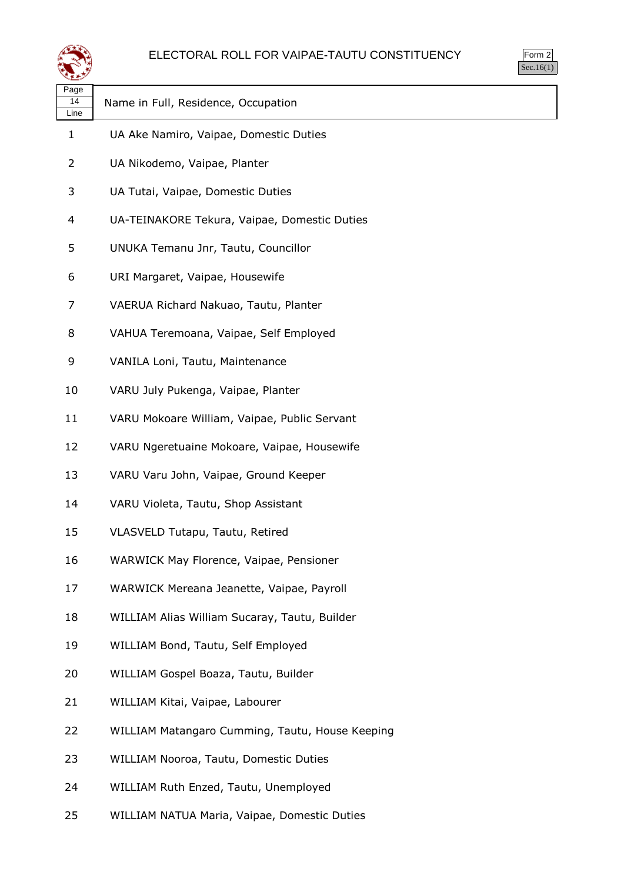ELECTORAL ROLL FOR VAIPAE-TAUTU CONSTITUENCY

Form 2
Sec.16(1)

| Page 14 Line | Name in Full, Residence, Occupation |
|---|---|
| 1 | UA Ake Namiro, Vaipae, Domestic Duties |
| 2 | UA Nikodemo, Vaipae, Planter |
| 3 | UA Tutai, Vaipae, Domestic Duties |
| 4 | UA-TEINAKORE Tekura, Vaipae, Domestic Duties |
| 5 | UNUKA Temanu Jnr, Tautu, Councillor |
| 6 | URI Margaret, Vaipae, Housewife |
| 7 | VAERUA Richard Nakuao, Tautu, Planter |
| 8 | VAHUA Teremoana, Vaipae, Self Employed |
| 9 | VANILA Loni, Tautu, Maintenance |
| 10 | VARU July Pukenga, Vaipae, Planter |
| 11 | VARU Mokoare William, Vaipae, Public Servant |
| 12 | VARU Ngeretuaine Mokoare, Vaipae, Housewife |
| 13 | VARU Varu John, Vaipae, Ground Keeper |
| 14 | VARU Violeta, Tautu, Shop Assistant |
| 15 | VLASVELD Tutapu, Tautu, Retired |
| 16 | WARWICK May Florence, Vaipae, Pensioner |
| 17 | WARWICK Mereana Jeanette, Vaipae, Payroll |
| 18 | WILLIAM Alias William Sucaray, Tautu, Builder |
| 19 | WILLIAM Bond, Tautu, Self Employed |
| 20 | WILLIAM Gospel Boaza, Tautu, Builder |
| 21 | WILLIAM Kitai, Vaipae, Labourer |
| 22 | WILLIAM Matangaro Cumming, Tautu, House Keeping |
| 23 | WILLIAM Nooroa, Tautu, Domestic Duties |
| 24 | WILLIAM Ruth Enzed, Tautu, Unemployed |
| 25 | WILLIAM NATUA Maria, Vaipae, Domestic Duties |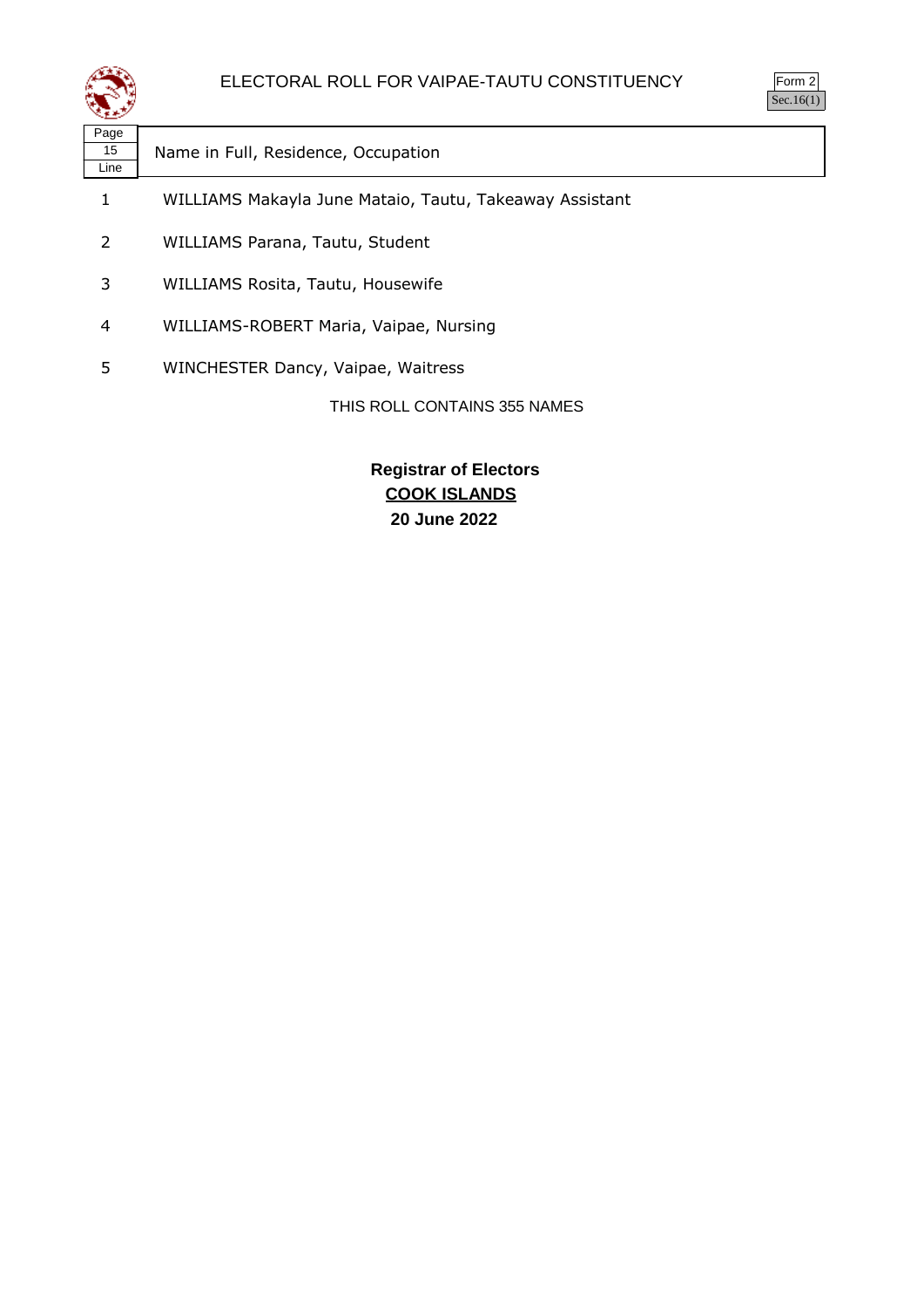# ELECTORAL ROLL FOR VAIPAE-TAUTU CONSTITUENCY

Form 2
Sec.16(1)

| Page 15 Line | Name in Full, Residence, Occupation |
| --- | --- |
| 1 | WILLIAMS Makayla June Mataio, Tautu, Takeaway Assistant |
| 2 | WILLIAMS Parana, Tautu, Student |
| 3 | WILLIAMS Rosita, Tautu, Housewife |
| 4 | WILLIAMS-ROBERT Maria, Vaipae, Nursing |
| 5 | WINCHESTER Dancy, Vaipae, Waitress |

THIS ROLL CONTAINS 355 NAMES

**Registrar of Electors**
**COOK ISLANDS**
**20 June 2022**